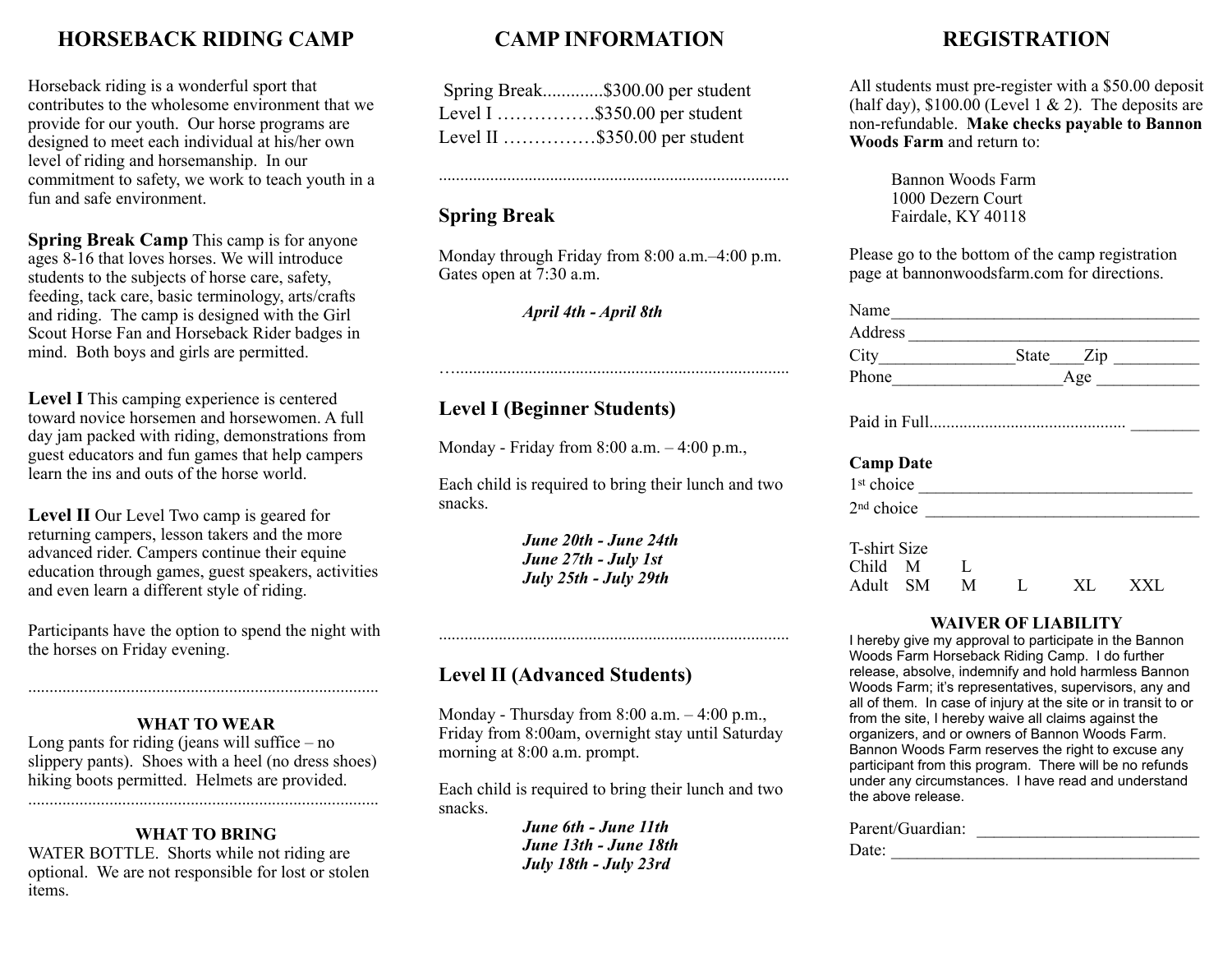# HORSEBACK RIDING CAMP

Horseback riding is a wonderful sport that contributes to the wholesome environment that we provide for our youth. Our horse programs are designed to meet each individual at his/her own level of riding and horsemanship. In our commitment to safety, we work to teach youth in a fun and safe environment.

**Spring Break Camp** This camp is for anyone ages 8-16 that loves horses. We will introduce students to the subjects of horse care, safety, feeding, tack care, basic terminology, arts/crafts and riding. The camp is designed with the Girl Scout Horse Fan and Horseback Rider badges in mind. Both boys and girls are permitted.

**Level I** This camping experience is centered toward novice horsemen and horsewomen. A full day jam packed with riding, demonstrations from guest educators and fun games that help campers learn the ins and outs of the horse world.

**Level II** Our Level Two camp is geared for returning campers, lesson takers and the more advanced rider. Campers continue their equine education through games, guest speakers, activities and even learn a different style of riding.

Participants have the option to spend the night with the horses on Friday evening.

.................................................................................

### WHAT TO WEAR

Long pants for riding (jeans will suffice – no slippery pants). Shoes with a heel (no dress shoes) hiking boots permitted. Helmets are provided.

.................................................................................

### WHAT TO BRING

WATER BOTTLE. Shorts while not riding are optional. We are not responsible for lost or stolen items.

# CAMP INFORMATION

Spring Break.............$300.00 per student
Level I …………….$350.00 per student
Level II ……………$350.00 per student

.................................................................................

## Spring Break

Monday through Friday from 8:00 a.m.–4:00 p.m. Gates open at 7:30 a.m.

***April 4th - April 8th***

.................................................................................

## Level I (Beginner Students)

Monday - Friday from 8:00 a.m. – 4:00 p.m.,

Each child is required to bring their lunch and two snacks.

***June 20th - June 24th***
***June 27th - July 1st***
***July 25th - July 29th***

.................................................................................

## Level II (Advanced Students)

Monday - Thursday from 8:00 a.m. – 4:00 p.m., Friday from 8:00am, overnight stay until Saturday morning at 8:00 a.m. prompt.

Each child is required to bring their lunch and two snacks.

***June 6th - June 11th***
***June 13th - June 18th***
***July 18th - July 23rd***

# REGISTRATION

All students must pre-register with a $50.00 deposit (half day), $100.00 (Level 1 & 2). The deposits are non-refundable. **Make checks payable to Bannon Woods Farm** and return to:

Bannon Woods Farm
1000 Dezern Court
Fairdale, KY 40118

Please go to the bottom of the camp registration page at bannonwoodsfarm.com for directions.

Name____________________________________
Address __________________________________
City________________State____Zip __________
Phone___________________Age ____________

Paid in Full............................................. ________

**Camp Date**
1st choice ________________________________
2nd choice ________________________________

T-shirt Size
Child M L
Adult SM M L XL XXL

### WAIVER OF LIABILITY

I hereby give my approval to participate in the Bannon Woods Farm Horseback Riding Camp. I do further release, absolve, indemnify and hold harmless Bannon Woods Farm; it's representatives, supervisors, any and all of them. In case of injury at the site or in transit to or from the site, I hereby waive all claims against the organizers, and or owners of Bannon Woods Farm. Bannon Woods Farm reserves the right to excuse any participant from this program. There will be no refunds under any circumstances. I have read and understand the above release.

Parent/Guardian: ___________________________
Date: _____________________________________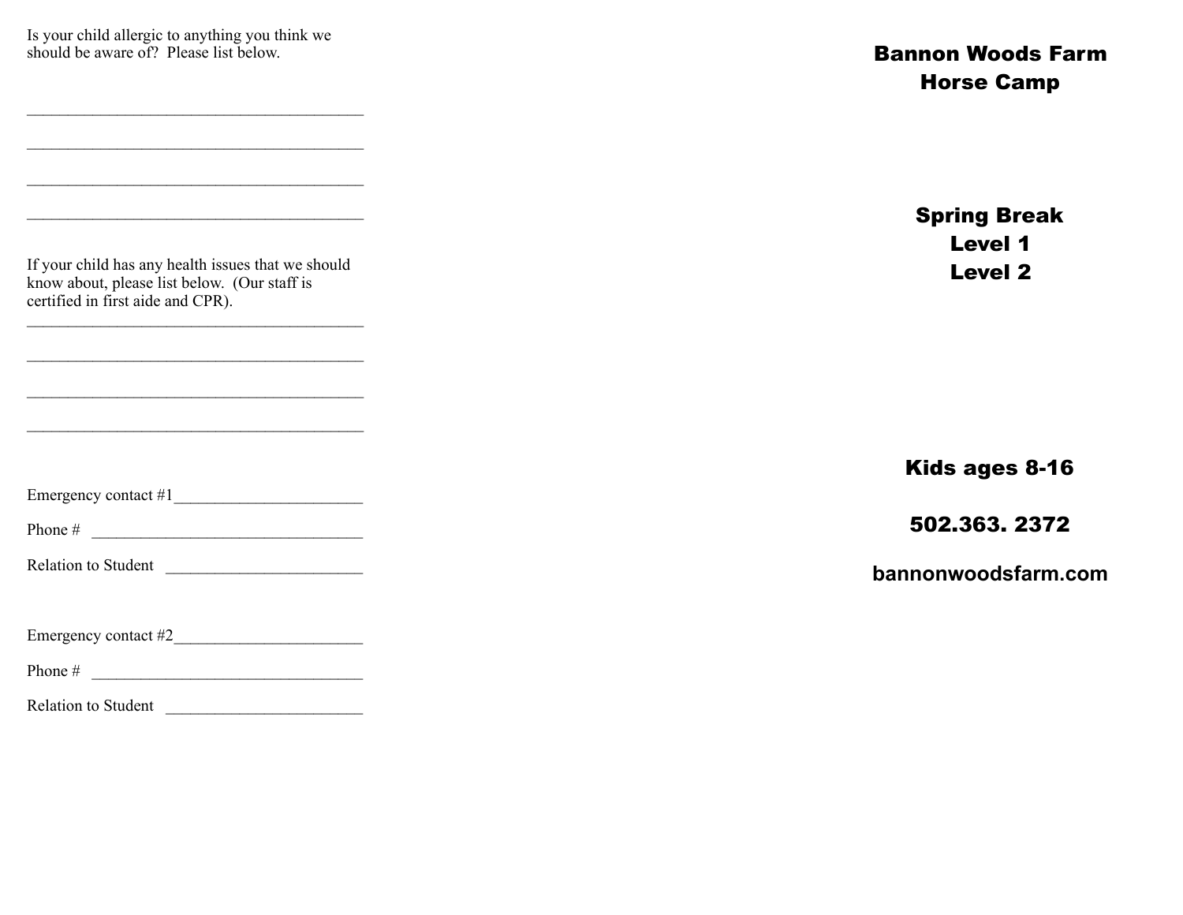Is your child allergic to anything you think we should be aware of? Please list below.

_________________________________________

_________________________________________

_________________________________________

_________________________________________

If your child has any health issues that we should know about, please list below. (Our staff is certified in first aide and CPR).

_________________________________________

_________________________________________

_________________________________________

_________________________________________

Emergency contact #1_______________________

Phone # _________________________________

Relation to Student ________________________

Emergency contact #2_______________________

Phone # _________________________________

Relation to Student ________________________

# Bannon Woods Farm Horse Camp

## Spring Break
## Level 1
## Level 2

**Kids ages 8-16**

**502.363. 2372**

**bannonwoodsfarm.com**